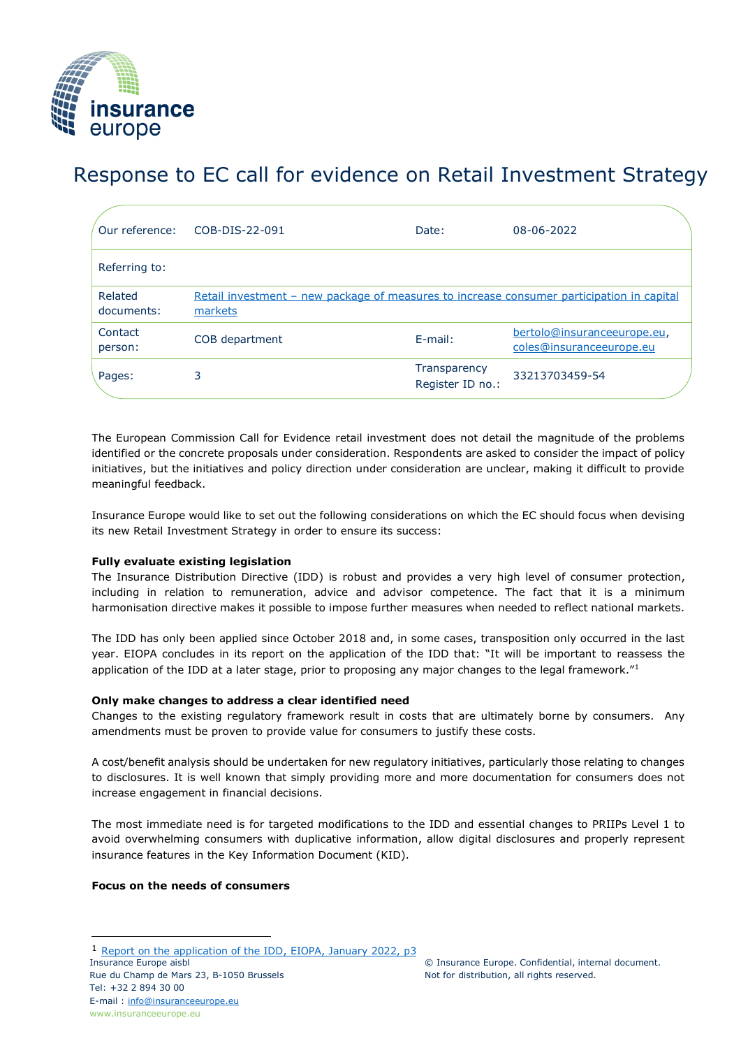# Response to EC call for evidence on Retail Investment Strategy

| | | | |
|---|---|---|---|
| Our reference: | COB-DIS-22-091 | Date: | 08-06-2022 |
| Referring to: | | | |
| Related documents: | Retail investment – new package of measures to increase consumer participation in capital markets | | |
| Contact person: | COB department | E-mail: | bertolo@insuranceeurope.eu, coles@insuranceeurope.eu |
| Pages: | 3 | Transparency Register ID no.: | 33213703459-54 |

The European Commission Call for Evidence retail investment does not detail the magnitude of the problems identified or the concrete proposals under consideration. Respondents are asked to consider the impact of policy initiatives, but the initiatives and policy direction under consideration are unclear, making it difficult to provide meaningful feedback.

Insurance Europe would like to set out the following considerations on which the EC should focus when devising its new Retail Investment Strategy in order to ensure its success:

**Fully evaluate existing legislation**

The Insurance Distribution Directive (IDD) is robust and provides a very high level of consumer protection, including in relation to remuneration, advice and advisor competence. The fact that it is a minimum harmonisation directive makes it possible to impose further measures when needed to reflect national markets.

The IDD has only been applied since October 2018 and, in some cases, transposition only occurred in the last year. EIOPA concludes in its report on the application of the IDD that: "It will be important to reassess the application of the IDD at a later stage, prior to proposing any major changes to the legal framework."[1]

**Only make changes to address a clear identified need**

Changes to the existing regulatory framework result in costs that are ultimately borne by consumers. Any amendments must be proven to provide value for consumers to justify these costs.

A cost/benefit analysis should be undertaken for new regulatory initiatives, particularly those relating to changes to disclosures. It is well known that simply providing more and more documentation for consumers does not increase engagement in financial decisions.

The most immediate need is for targeted modifications to the IDD and essential changes to PRIIPs Level 1 to avoid overwhelming consumers with duplicative information, allow digital disclosures and properly represent insurance features in the Key Information Document (KID).

**Focus on the needs of consumers**

---

[1] Report on the application of the IDD, EIOPA, January 2022, p3

Insurance Europe aisbl
Rue du Champ de Mars 23, B-1050 Brussels
Tel: +32 2 894 30 00
E-mail : info@insuranceeurope.eu
www.insuranceeurope.eu

© Insurance Europe. Confidential, internal document. Not for distribution, all rights reserved.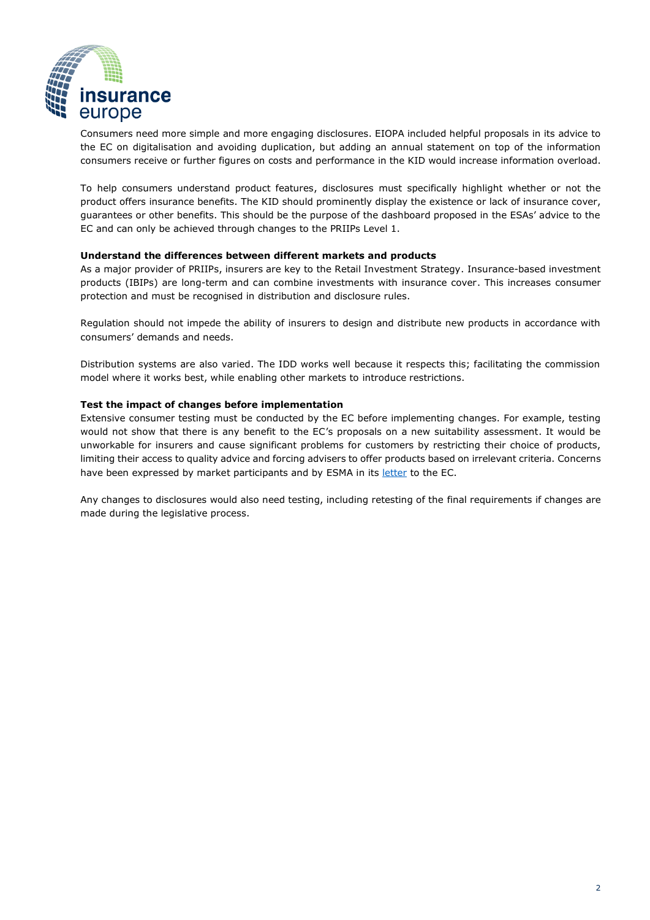Consumers need more simple and more engaging disclosures. EIOPA included helpful proposals in its advice to the EC on digitalisation and avoiding duplication, but adding an annual statement on top of the information consumers receive or further figures on costs and performance in the KID would increase information overload.

To help consumers understand product features, disclosures must specifically highlight whether or not the product offers insurance benefits. The KID should prominently display the existence or lack of insurance cover, guarantees or other benefits. This should be the purpose of the dashboard proposed in the ESAs' advice to the EC and can only be achieved through changes to the PRIIPs Level 1.

**Understand the differences between different markets and products**

As a major provider of PRIIPs, insurers are key to the Retail Investment Strategy. Insurance-based investment products (IBIPs) are long-term and can combine investments with insurance cover. This increases consumer protection and must be recognised in distribution and disclosure rules.

Regulation should not impede the ability of insurers to design and distribute new products in accordance with consumers' demands and needs.

Distribution systems are also varied. The IDD works well because it respects this; facilitating the commission model where it works best, while enabling other markets to introduce restrictions.

**Test the impact of changes before implementation**

Extensive consumer testing must be conducted by the EC before implementing changes. For example, testing would not show that there is any benefit to the EC's proposals on a new suitability assessment. It would be unworkable for insurers and cause significant problems for customers by restricting their choice of products, limiting their access to quality advice and forcing advisers to offer products based on irrelevant criteria. Concerns have been expressed by market participants and by ESMA in its letter to the EC.

Any changes to disclosures would also need testing, including retesting of the final requirements if changes are made during the legislative process.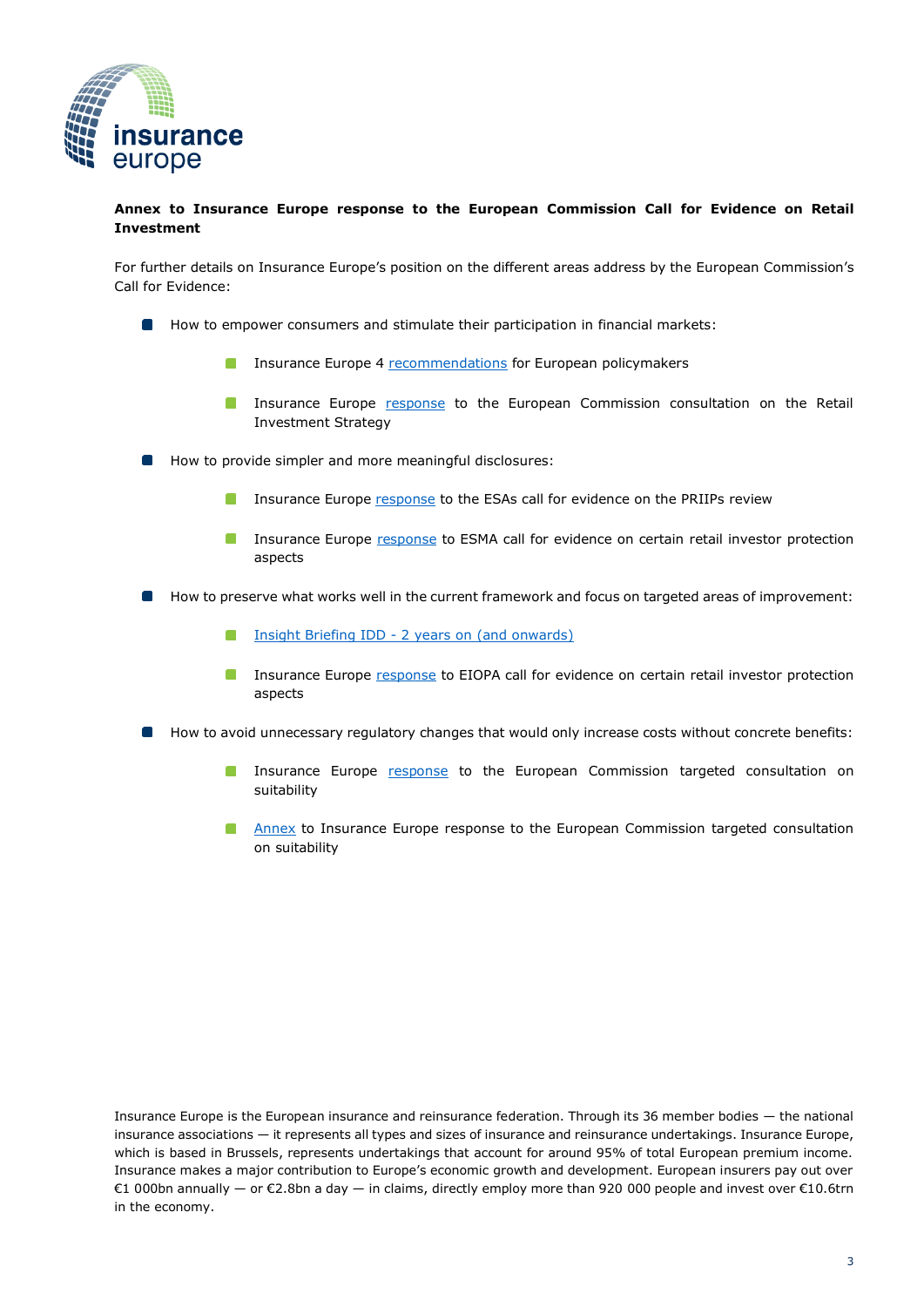**Annex to Insurance Europe response to the European Commission Call for Evidence on Retail Investment**

For further details on Insurance Europe's position on the different areas address by the European Commission's Call for Evidence:

- How to empower consumers and stimulate their participation in financial markets:
  - Insurance Europe 4 recommendations for European policymakers
  - Insurance Europe response to the European Commission consultation on the Retail Investment Strategy
- How to provide simpler and more meaningful disclosures:
  - Insurance Europe response to the ESAs call for evidence on the PRIIPs review
  - Insurance Europe response to ESMA call for evidence on certain retail investor protection aspects
- How to preserve what works well in the current framework and focus on targeted areas of improvement:
  - Insight Briefing IDD - 2 years on (and onwards)
  - Insurance Europe response to EIOPA call for evidence on certain retail investor protection aspects
- How to avoid unnecessary regulatory changes that would only increase costs without concrete benefits:
  - Insurance Europe response to the European Commission targeted consultation on suitability
  - Annex to Insurance Europe response to the European Commission targeted consultation on suitability

Insurance Europe is the European insurance and reinsurance federation. Through its 36 member bodies — the national insurance associations — it represents all types and sizes of insurance and reinsurance undertakings. Insurance Europe, which is based in Brussels, represents undertakings that account for around 95% of total European premium income. Insurance makes a major contribution to Europe's economic growth and development. European insurers pay out over €1 000bn annually — or €2.8bn a day — in claims, directly employ more than 920 000 people and invest over €10.6trn in the economy.